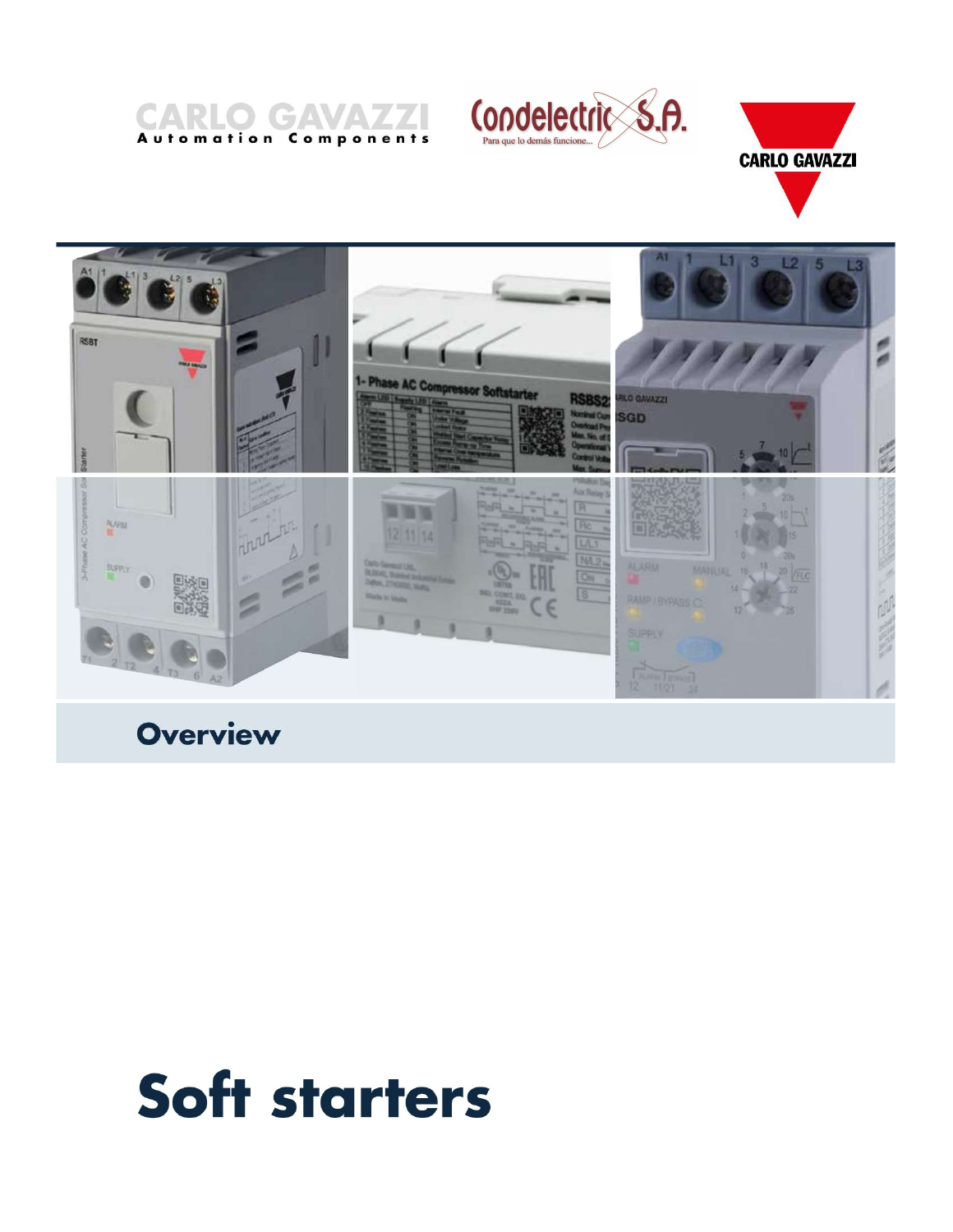CARLO GAVAZZI
Automation Components

Condelectric S.A.
Para que lo demás funcione...

CARLO GAVAZZI

## Overview

# Soft starters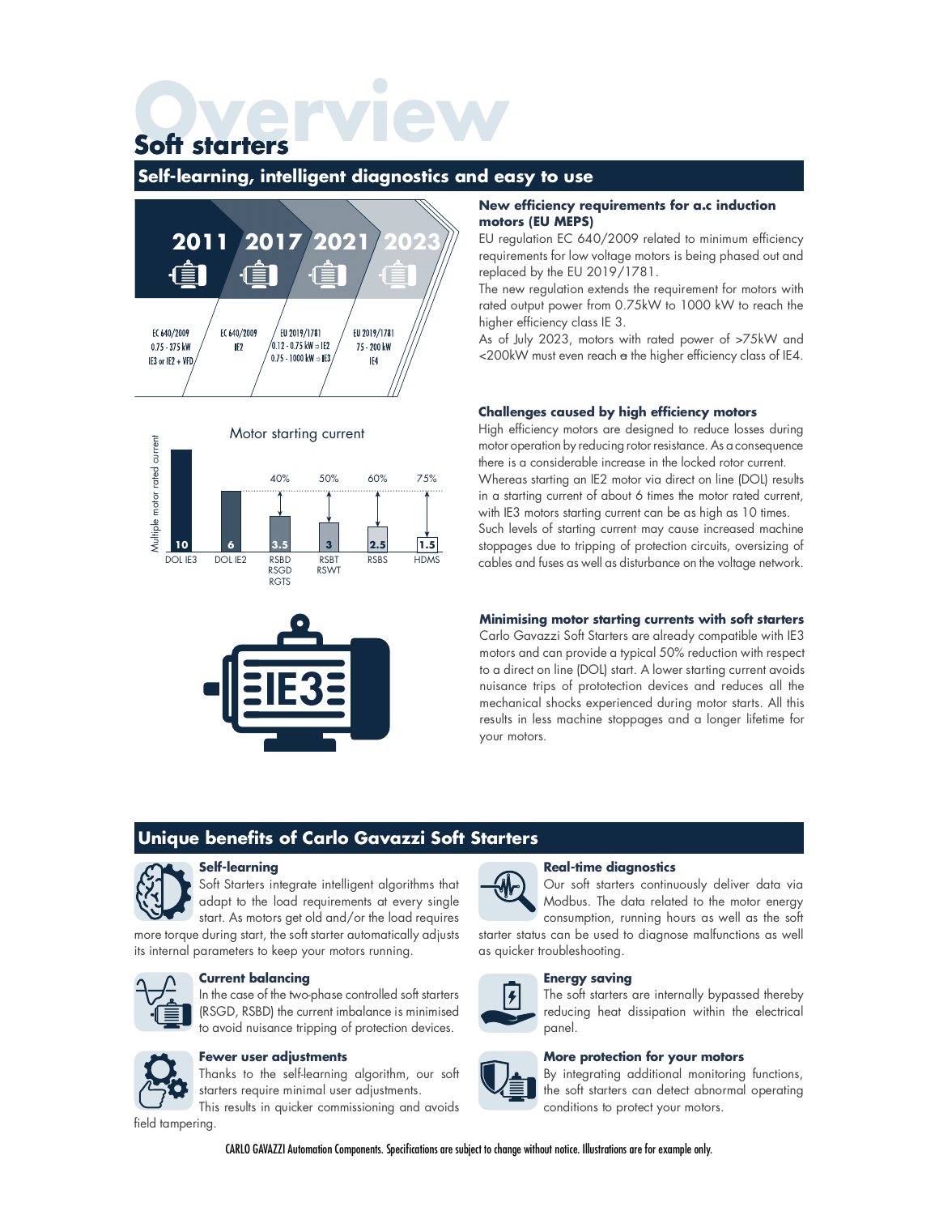# Overview

## Soft starters

### Self-learning, intelligent diagnostics and easy to use

| 2011 | 2017 | 2021 | 2023 |
|---|---|---|---|
| EC 640/2009 0.75 - 375 kW IE3 or IE2 + VFD | EC 640/2009 IE2 | EU 2019/1781 0.12 - 0.75 kW = IE2 0.75 - 1000 kW = IE3 | EU 2019/1781 75 - 200 kW IE4 |

**New efficiency requirements for a.c induction motors (EU MEPS)**

EU regulation EC 640/2009 related to minimum efficiency requirements for low voltage motors is being phased out and replaced by the EU 2019/1781.

The new regulation extends the requirement for motors with rated output power from 0.75kW to 1000 kW to reach the higher efficiency class IE 3.

As of July 2023, motors with rated power of >75kW and <200kW must even reach a the higher efficiency class of IE4.

Motor starting current

| | DOL IE3 | DOL IE2 | RSBD RSGD RGTS | RSBT RSWT | RSBS | HDMS |
|---|---|---|---|---|---|---|
| Multiple motor rated current | 10 | 6 | 3.5 | 3 | 2.5 | 1.5 |
| Reduction | | | 40% | 50% | 60% | 75% |

**Challenges caused by high efficiency motors**

High efficiency motors are designed to reduce losses during motor operation by reducing rotor resistance. As a consequence there is a considerable increase in the locked rotor current.

Whereas starting an IE2 motor via direct on line (DOL) results in a starting current of about 6 times the motor rated current, with IE3 motors starting current can be as high as 10 times.

Such levels of starting current may cause increased machine stoppages due to tripping of protection circuits, oversizing of cables and fuses as well as disturbance on the voltage network.

IE3

**Minimising motor starting currents with soft starters**

Carlo Gavazzi Soft Starters are already compatible with IE3 motors and can provide a typical 50% reduction with respect to a direct on line (DOL) start. A lower starting current avoids nuisance trips of prototection devices and reduces all the mechanical shocks experienced during motor starts. All this results in less machine stoppages and a longer lifetime for your motors.

### Unique benefits of Carlo Gavazzi Soft Starters

**Self-learning**

Soft Starters integrate intelligent algorithms that adapt to the load requirements at every single start. As motors get old and/or the load requires more torque during start, the soft starter automatically adjusts its internal parameters to keep your motors running.

**Current balancing**

In the case of the two-phase controlled soft starters (RSGD, RSBD) the current imbalance is minimised to avoid nuisance tripping of protection devices.

**Fewer user adjustments**

Thanks to the self-learning algorithm, our soft starters require minimal user adjustments.

This results in quicker commissioning and avoids field tampering.

**Real-time diagnostics**

Our soft starters continuously deliver data via Modbus. The data related to the motor energy consumption, running hours as well as the soft starter status can be used to diagnose malfunctions as well as quicker troubleshooting.

**Energy saving**

The soft starters are internally bypassed thereby reducing heat dissipation within the electrical panel.

**More protection for your motors**

By integrating additional monitoring functions, the soft starters can detect abnormal operating conditions to protect your motors.

CARLO GAVAZZI Automation Components. Specifications are subject to change without notice. Illustrations are for example only.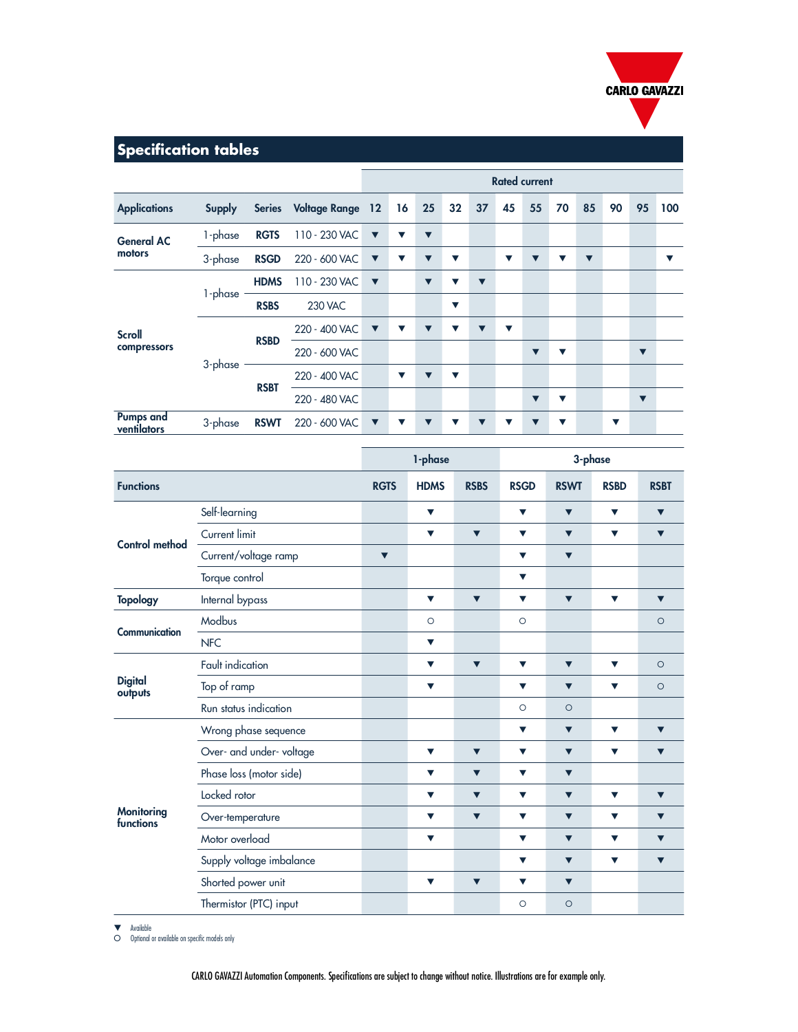## Specification tables

| Applications | Supply | Series | Voltage Range | Rated current 12 | 16 | 25 | 32 | 37 | 45 | 55 | 70 | 85 | 90 | 95 | 100 |
|---|---|---|---|---|---|---|---|---|---|---|---|---|---|---|---|
| General AC motors | 1-phase | RGTS | 110 - 230 VAC | ▼ | ▼ | ▼ | | | | | | | | | |
| | 3-phase | RSGD | 220 - 600 VAC | ▼ | ▼ | ▼ | ▼ | | ▼ | ▼ | ▼ | ▼ | | | ▼ |
| Scroll compressors | 1-phase | HDMS | 110 - 230 VAC | ▼ | | ▼ | ▼ | ▼ | | | | | | | |
| | | RSBS | 230 VAC | | | | ▼ | | | | | | | | |
| | 3-phase | RSBD | 220 - 400 VAC | ▼ | ▼ | ▼ | ▼ | ▼ | ▼ | | | | | | |
| | | | 220 - 600 VAC | | | | | | | ▼ | ▼ | | | ▼ | |
| | | RSBT | 220 - 400 VAC | | ▼ | ▼ | ▼ | | | | | | | | |
| | | | 220 - 480 VAC | | | | | | | ▼ | ▼ | | | ▼ | |
| Pumps and ventilators | 3-phase | RSWT | 220 - 600 VAC | ▼ | ▼ | ▼ | ▼ | ▼ | ▼ | ▼ | ▼ | | ▼ | | |

| Functions | | 1-phase RGTS | HDMS | RSBS | 3-phase RSGD | RSWT | RSBD | RSBT |
|---|---|---|---|---|---|---|---|---|
| Control method | Self-learning | | ▼ | | ▼ | ▼ | ▼ | ▼ |
| | Current limit | | ▼ | ▼ | ▼ | ▼ | ▼ | ▼ |
| | Current/voltage ramp | ▼ | | | ▼ | ▼ | | |
| | Torque control | | | | ▼ | | | |
| Topology | Internal bypass | | ▼ | ▼ | ▼ | ▼ | ▼ | ▼ |
| Communication | Modbus | | ○ | | ○ | | | ○ |
| | NFC | | ▼ | | | | | |
| Digital outputs | Fault indication | | ▼ | ▼ | ▼ | ▼ | ▼ | ○ |
| | Top of ramp | | ▼ | | ▼ | ▼ | ▼ | ○ |
| | Run status indication | | | | ○ | ○ | | |
| Monitoring functions | Wrong phase sequence | | | | ▼ | ▼ | ▼ | ▼ |
| | Over- and under- voltage | | ▼ | ▼ | ▼ | ▼ | ▼ | ▼ |
| | Phase loss (motor side) | | ▼ | ▼ | ▼ | ▼ | | |
| | Locked rotor | | ▼ | ▼ | ▼ | ▼ | ▼ | ▼ |
| | Over-temperature | | ▼ | ▼ | ▼ | ▼ | ▼ | ▼ |
| | Motor overload | | ▼ | | ▼ | ▼ | ▼ | ▼ |
| | Supply voltage imbalance | | | | ▼ | ▼ | ▼ | ▼ |
| | Shorted power unit | | ▼ | ▼ | ▼ | ▼ | | |
| | Thermistor (PTC) input | | | | ○ | ○ | | |

▼ Available
○ Optional or available on specific models only

CARLO GAVAZZI Automation Components. Specifications are subject to change without notice. Illustrations are for example only.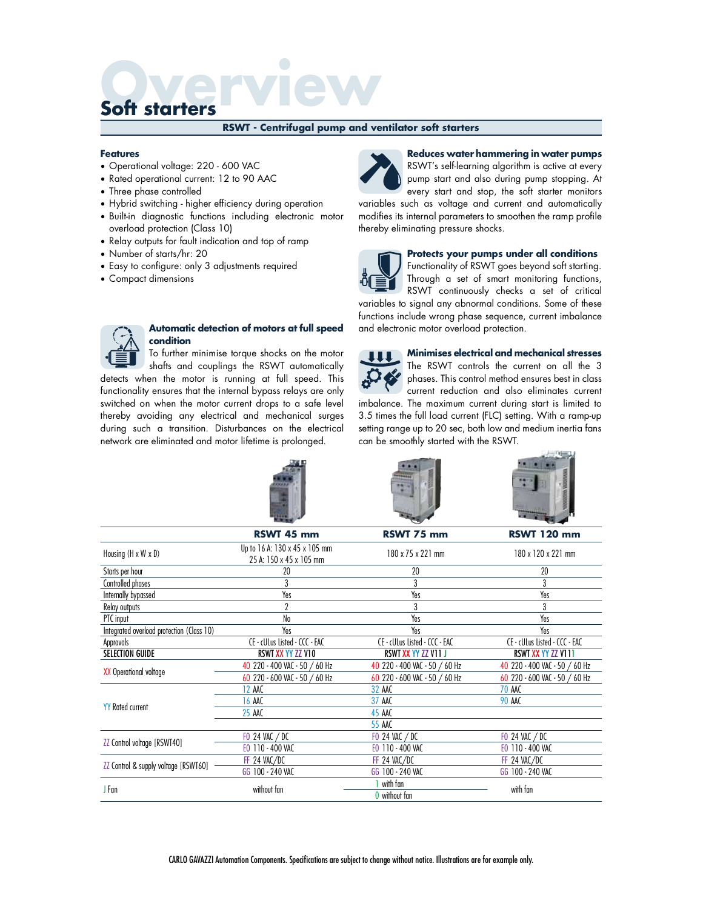# Soft starters

## RSWT - Centrifugal pump and ventilator soft starters

### Features

- Operational voltage: 220 - 600 VAC
- Rated operational current: 12 to 90 AAC
- Three phase controlled
- Hybrid switching - higher efficiency during operation
- Built-in diagnostic functions including electronic motor overload protection (Class 10)
- Relay outputs for fault indication and top of ramp
- Number of starts/hr: 20
- Easy to configure: only 3 adjustments required
- Compact dimensions

### Automatic detection of motors at full speed condition

To further minimise torque shocks on the motor shafts and couplings the RSWT automatically detects when the motor is running at full speed. This functionality ensures that the internal bypass relays are only switched on when the motor current drops to a safe level thereby avoiding any electrical and mechanical surges during such a transition. Disturbances on the electrical network are eliminated and motor lifetime is prolonged.

### Reduces water hammering in water pumps

RSWT's self-learning algorithm is active at every pump start and also during pump stopping. At every start and stop, the soft starter monitors variables such as voltage and current and automatically modifies its internal parameters to smoothen the ramp profile thereby eliminating pressure shocks.

### Protects your pumps under all conditions

Functionality of RSWT goes beyond soft starting. Through a set of smart monitoring functions, RSWT continuously checks a set of critical variables to signal any abnormal conditions. Some of these functions include wrong phase sequence, current imbalance and electronic motor overload protection.

### Minimises electrical and mechanical stresses

The RSWT controls the current on all the 3 phases. This control method ensures best in class current reduction and also eliminates current imbalance. The maximum current during start is limited to 3.5 times the full load current (FLC) setting. With a ramp-up setting range up to 20 sec, both low and medium inertia fans can be smoothly started with the RSWT.

| | RSWT 45 mm | RSWT 75 mm | RSWT 120 mm |
|---|---|---|---|
| Housing (H x W x D) | Up to 16 A: 130 x 45 x 105 mm<br>25 A: 150 x 45 x 105 mm | 180 x 75 x 221 mm | 180 x 120 x 221 mm |
| Starts per hour | 20 | 20 | 20 |
| Controlled phases | 3 | 3 | 3 |
| Internally bypassed | Yes | Yes | Yes |
| Relay outputs | 2 | 3 | 3 |
| PTC input | No | Yes | Yes |
| Integrated overload protection (Class 10) | Yes | Yes | Yes |
| Approvals | CE - cULus Listed - CCC - EAC | CE - cULus Listed - CCC - EAC | CE - cULus Listed - CCC - EAC |
| **SELECTION GUIDE** | **RSWT XX YY ZZ V10** | **RSWT XX YY ZZ V11 J** | **RSWT XX YY ZZ V111** |
| XX Operational voltage | 40 220 - 400 VAC - 50 / 60 Hz | 40 220 - 400 VAC - 50 / 60 Hz | 40 220 - 400 VAC - 50 / 60 Hz |
| | 60 220 - 600 VAC - 50 / 60 Hz | 60 220 - 600 VAC - 50 / 60 Hz | 60 220 - 600 VAC - 50 / 60 Hz |
| YY Rated current | 12 AAC | 32 AAC | 70 AAC |
| | 16 AAC | 37 AAC | 90 AAC |
| | 25 AAC | 45 AAC | |
| | | 55 AAC | |
| ZZ Control voltage [RSWT40] | FO 24 VAC / DC | FO 24 VAC / DC | FO 24 VAC / DC |
| | EO 110 - 400 VAC | EO 110 - 400 VAC | EO 110 - 400 VAC |
| ZZ Control & supply voltage [RSWT60] | FF 24 VAC/DC | FF 24 VAC/DC | FF 24 VAC/DC |
| | GG 100 - 240 VAC | GG 100 - 240 VAC | GG 100 - 240 VAC |
| J Fan | without fan | 1 with fan | with fan |
| | | 0 without fan | |

CARLO GAVAZZI Automation Components. Specifications are subject to change without notice. Illustrations are for example only.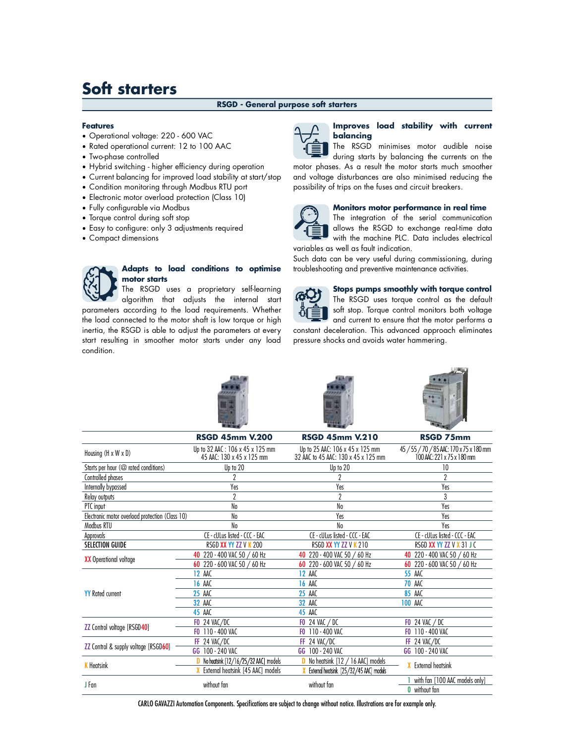# Soft starters

## RSGD - General purpose soft starters

### Features

- Operational voltage: 220 - 600 VAC
- Rated operational current: 12 to 100 AAC
- Two-phase controlled
- Hybrid switching - higher efficiency during operation
- Current balancing for improved load stability at start/stop
- Condition monitoring through Modbus RTU port
- Electronic motor overload protection (Class 10)
- Fully configurable via Modbus
- Torque control during soft stop
- Easy to configure: only 3 adjustments required
- Compact dimensions

### Adapts to load conditions to optimise motor starts

The RSGD uses a proprietary self-learning algorithm that adjusts the internal start parameters according to the load requirements. Whether the load connected to the motor shaft is low torque or high inertia, the RSGD is able to adjust the parameters at every start resulting in smoother motor starts under any load condition.

### Improves load stability with current balancing

The RSGD minimises motor audible noise during starts by balancing the currents on the motor phases. As a result the motor starts much smoother and voltage disturbances are also minimised reducing the possibility of trips on the fuses and circuit breakers.

### Monitors motor performance in real time

The integration of the serial communication allows the RSGD to exchange real-time data with the machine PLC. Data includes electrical variables as well as fault indication.

Such data can be very useful during commissioning, during troubleshooting and preventive maintenance activities.

### Stops pumps smoothly with torque control

The RSGD uses torque control as the default soft stop. Torque control monitors both voltage and current to ensure that the motor performs a constant deceleration. This advanced approach eliminates pressure shocks and avoids water hammering.

| | | RSGD 45mm V.200 | RSGD 45mm V.210 | RSGD 75mm |
|---|---|---|---|---|
| Housing (H x W x D) | | Up to 32 AAC : 106 x 45 x 125 mm<br>45 AAC: 130 x 45 x 125 mm | Up to 25 AAC: 106 x 45 x 125 mm<br>32 AAC to 45 AAC: 130 x 45 x 125 mm | 45 / 55 / 70 / 85 AAC: 170 x 75 x 180 mm<br>100 AAC: 221 x 75 x 180 mm |
| Starts per hour (@ rated conditions) | | Up to 20 | Up to 20 | 10 |
| Controlled phases | | 2 | 2 | 2 |
| Internally bypassed | | Yes | Yes | Yes |
| Relay outputs | | 2 | 2 | 3 |
| PTC input | | No | No | Yes |
| Electronic motor overload protection (Class 10) | | No | Yes | Yes |
| Modbus RTU | | No | No | Yes |
| Approvals | | CE - cULus listed - CCC - EAC | CE - cULus listed - CCC - EAC | CE - cULus listed - CCC - EAC |
| **SELECTION GUIDE** | | RSGD XX YY ZZ V K 200 | RSGD XX YY ZZ V K 210 | RSGD XX YY ZZ V X 31 J C |
| XX Operational voltage | | 40 220 - 400 VAC 50 / 60 Hz | 40 220 - 400 VAC 50 / 60 Hz | 40 220 - 400 VAC 50 / 60 Hz |
| | | 60 220 - 600 VAC 50 / 60 Hz | 60 220 - 600 VAC 50 / 60 Hz | 60 220 - 600 VAC 50 / 60 Hz |
| YY Rated current | | 12 AAC | 12 AAC | 55 AAC |
| | | 16 AAC | 16 AAC | 70 AAC |
| | | 25 AAC | 25 AAC | 85 AAC |
| | | 32 AAC | 32 AAC | 100 AAC |
| | | 45 AAC | 45 AAC | |
| ZZ Control voltage [RSGD40] | | F0 24 VAC/DC | F0 24 VAC / DC | F0 24 VAC / DC |
| | | F0 110 - 400 VAC | F0 110 - 400 VAC | F0 110 - 400 VAC |
| ZZ Control & supply voltage [RSGD60] | | FF 24 VAC/DC | FF 24 VAC/DC | FF 24 VAC/DC |
| | | GG 100 - 240 VAC | GG 100 - 240 VAC | GG 100 - 240 VAC |
| K Heatsink | | D No heatsink [12/16/25/32 AAC] models | D No heatsink [12 / 16 AAC] models | X External heatsink |
| | | X External heatsink [45 AAC] models | X External heatsink [25/32/45 AAC] models | |
| J Fan | | without fan | without fan | 1 with fan [100 AAC models only] |
| | | | | 0 without fan |

CARLO GAVAZZI Automation Components. Specifications are subject to change without notice. Illustrations are for example only.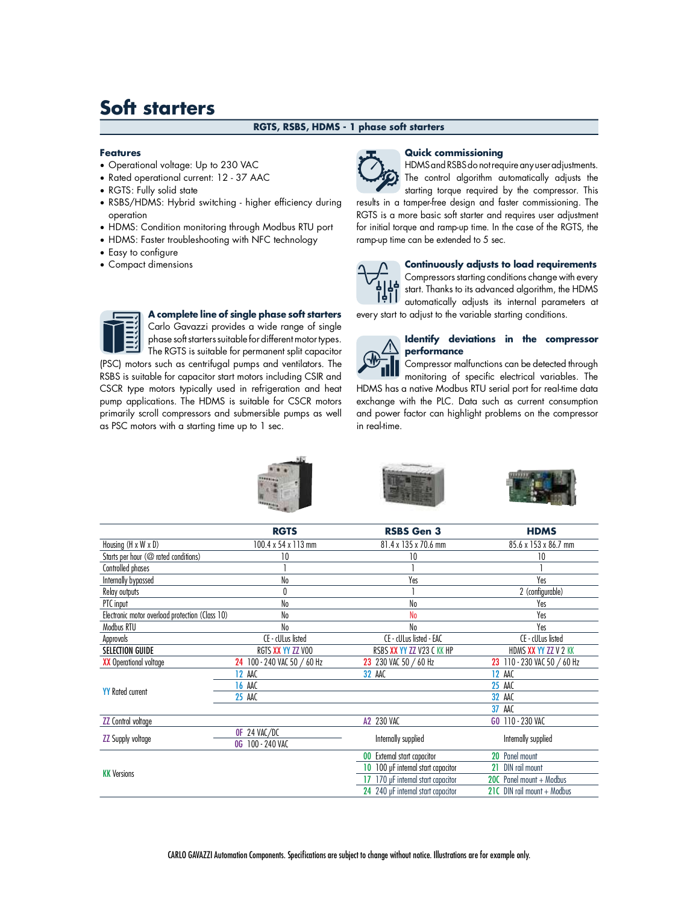# Soft starters

## RGTS, RSBS, HDMS - 1 phase soft starters

### Features

- Operational voltage: Up to 230 VAC
- Rated operational current: 12 - 37 AAC
- RGTS: Fully solid state
- RSBS/HDMS: Hybrid switching - higher efficiency during operation
- HDMS: Condition monitoring through Modbus RTU port
- HDMS: Faster troubleshooting with NFC technology
- Easy to configure
- Compact dimensions

### A complete line of single phase soft starters

Carlo Gavazzi provides a wide range of single phase soft starters suitable for different motor types. The RGTS is suitable for permanent split capacitor (PSC) motors such as centrifugal pumps and ventilators. The RSBS is suitable for capacitor start motors including CSIR and CSCR type motors typically used in refrigeration and heat pump applications. The HDMS is suitable for CSCR motors primarily scroll compressors and submersible pumps as well as PSC motors with a starting time up to 1 sec.

### Quick commissioning

HDMS and RSBS do not require any user adjustments. The control algorithm automatically adjusts the starting torque required by the compressor. This results in a tamper-free design and faster commissioning. The RGTS is a more basic soft starter and requires user adjustment for initial torque and ramp-up time. In the case of the RGTS, the ramp-up time can be extended to 5 sec.

### Continuously adjusts to load requirements

Compressors starting conditions change with every start. Thanks to its advanced algorithm, the HDMS automatically adjusts its internal parameters at every start to adjust to the variable starting conditions.

### Identify deviations in the compressor performance

Compressor malfunctions can be detected through monitoring of specific electrical variables. The HDMS has a native Modbus RTU serial port for real-time data exchange with the PLC. Data such as current consumption and power factor can highlight problems on the compressor in real-time.

| | RGTS | RSBS Gen 3 | HDMS |
|---|---|---|---|
| Housing (H x W x D) | 100.4 x 54 x 113 mm | 81.4 x 135 x 70.6 mm | 85.6 x 153 x 86.7 mm |
| Starts per hour (@ rated conditions) | 10 | 10 | 10 |
| Controlled phases | 1 | 1 | 1 |
| Internally bypassed | No | Yes | Yes |
| Relay outputs | 0 | 1 | 2 (configurable) |
| PTC input | No | No | Yes |
| Electronic motor overload protection (Class 10) | No | No | Yes |
| Modbus RTU | No | No | Yes |
| Approvals | CE - cULus listed | CE - cULus listed - EAC | CE - cULus listed |
| **SELECTION GUIDE** | RGTS XX YY ZZ V00 | RSBS XX YY ZZ V23 C KK HP | HDMS XX YY ZZ V 2 KK |
| XX Operational voltage | 24 100 - 240 VAC 50 / 60 Hz | 23 230 VAC 50 / 60 Hz | 23 110 - 230 VAC 50 / 60 Hz |
| YY Rated current | 12 AAC | 32 AAC | 12 AAC |
| | 16 AAC | | 25 AAC |
| | 25 AAC | | 32 AAC |
| | | | 37 AAC |
| ZZ Control voltage | | A2 230 VAC | G0 110 - 230 VAC |
| ZZ Supply voltage | 0F 24 VAC/DC | Internally supplied | Internally supplied |
| | 0G 100 - 240 VAC | | |
| KK Versions | | 00 External start capacitor | 20 Panel mount |
| | | 10 100 µF internal start capacitor | 21 DIN rail mount |
| | | 17 170 µF internal start capacitor | 20C Panel mount + Modbus |
| | | 24 240 µF internal start capacitor | 21C DIN rail mount + Modbus |

CARLO GAVAZZI Automation Components. Specifications are subject to change without notice. Illustrations are for example only.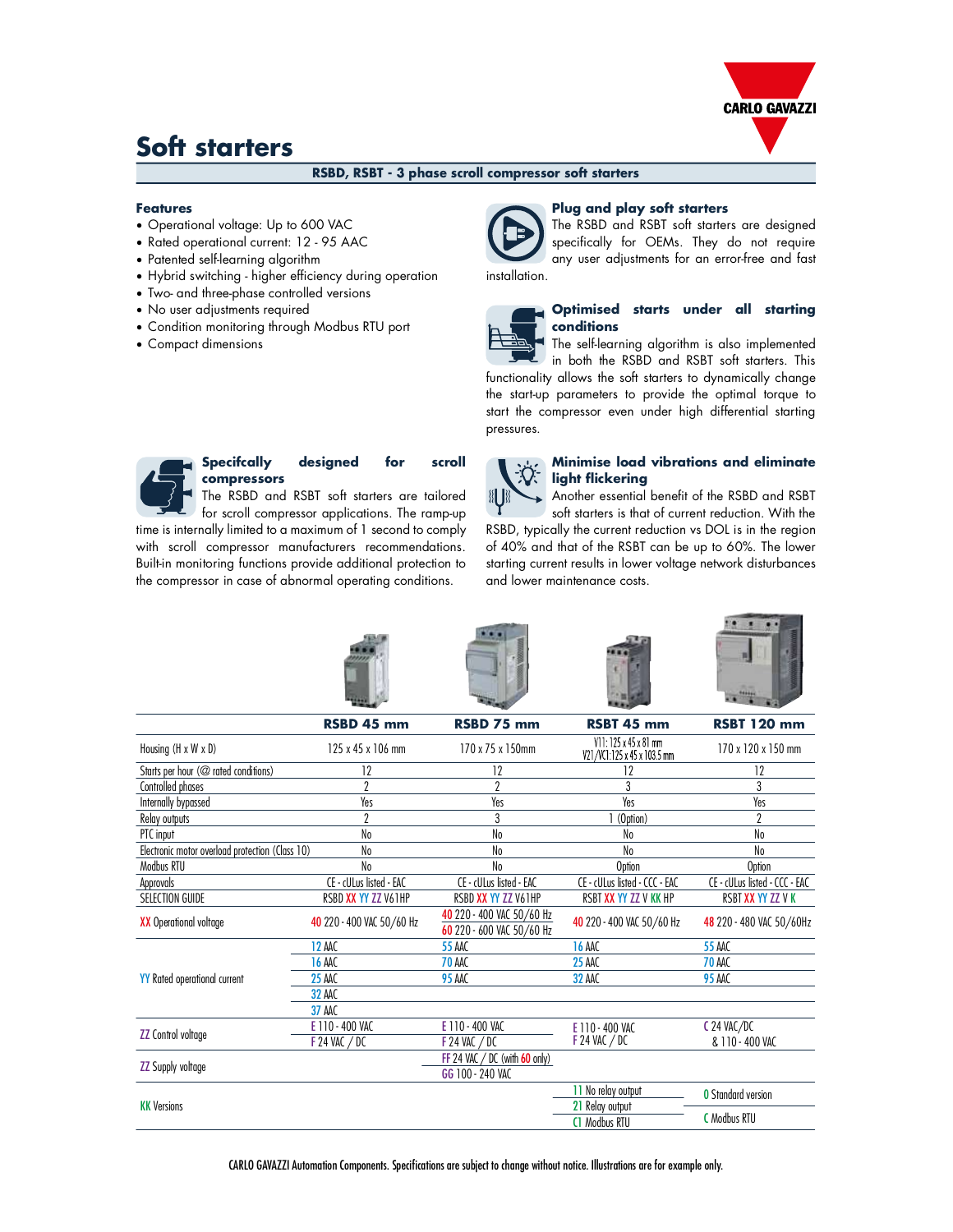# Soft starters

**RSBD, RSBT - 3 phase scroll compressor soft starters**

### Features

- Operational voltage: Up to 600 VAC
- Rated operational current: 12 - 95 AAC
- Patented self-learning algorithm
- Hybrid switching - higher efficiency during operation
- Two- and three-phase controlled versions
- No user adjustments required
- Condition monitoring through Modbus RTU port
- Compact dimensions

### Plug and play soft starters

The RSBD and RSBT soft starters are designed specifically for OEMs. They do not require any user adjustments for an error-free and fast installation.

### Optimised starts under all starting conditions

The self-learning algorithm is also implemented in both the RSBD and RSBT soft starters. This functionality allows the soft starters to dynamically change the start-up parameters to provide the optimal torque to start the compressor even under high differential starting pressures.

### Specifcally designed for scroll compressors

The RSBD and RSBT soft starters are tailored for scroll compressor applications. The ramp-up time is internally limited to a maximum of 1 second to comply with scroll compressor manufacturers recommendations. Built-in monitoring functions provide additional protection to the compressor in case of abnormal operating conditions.

### Minimise load vibrations and eliminate light flickering

Another essential benefit of the RSBD and RSBT soft starters is that of current reduction. With the RSBD, typically the current reduction vs DOL is in the region of 40% and that of the RSBT can be up to 60%. The lower starting current results in lower voltage network disturbances and lower maintenance costs.

| | RSBD 45 mm | RSBD 75 mm | RSBT 45 mm | RSBT 120 mm |
|---|---|---|---|---|
| Housing (H x W x D) | 125 x 45 x 106 mm | 170 x 75 x 150mm | V11: 125 x 45 x 81 mm<br>V21/VC1:125 x 45 x 103.5 mm | 170 x 120 x 150 mm |
| Starts per hour (@ rated conditions) | 12 | 12 | 12 | 12 |
| Controlled phases | 2 | 2 | 3 | 3 |
| Internally bypassed | Yes | Yes | Yes | Yes |
| Relay outputs | 2 | 3 | 1 (Option) | 2 |
| PTC input | No | No | No | No |
| Electronic motor overload protection (Class 10) | No | No | No | No |
| Modbus RTU | No | No | Option | Option |
| Approvals | CE - cULus listed - EAC | CE - cULus listed - EAC | CE - cULus listed - CCC - EAC | CE - cULus listed - CCC - EAC |
| SELECTION GUIDE | RSBD XX YY ZZ V61HP | RSBD XX YY ZZ V61HP | RSBT XX YY ZZ V KK HP | RSBT XX YY ZZ V K |
| XX Operational voltage | 40 220 - 400 VAC 50/60 Hz | 40 220 - 400 VAC 50/60 Hz<br>60 220 - 600 VAC 50/60 Hz | 40 220 - 400 VAC 50/60 Hz | 48 220 - 480 VAC 50/60Hz |
| YY Rated operational current | 12 AAC | 55 AAC | 16 AAC | 55 AAC |
| | 16 AAC | 70 AAC | 25 AAC | 70 AAC |
| | 25 AAC | 95 AAC | 32 AAC | 95 AAC |
| | 32 AAC | | | |
| | 37 AAC | | | |
| ZZ Control voltage | E 110 - 400 VAC<br>F 24 VAC / DC | E 110 - 400 VAC<br>F 24 VAC / DC | E 110 - 400 VAC<br>F 24 VAC / DC | C 24 VAC/DC & 110 - 400 VAC |
| ZZ Supply voltage | | FF 24 VAC / DC (with 60 only)<br>GG 100 - 240 VAC | | |
| KK Versions | | | 11 No relay output<br>21 Relay output<br>C1 Modbus RTU | 0 Standard version<br>C Modbus RTU |

CARLO GAVAZZI Automation Components. Specifications are subject to change without notice. Illustrations are for example only.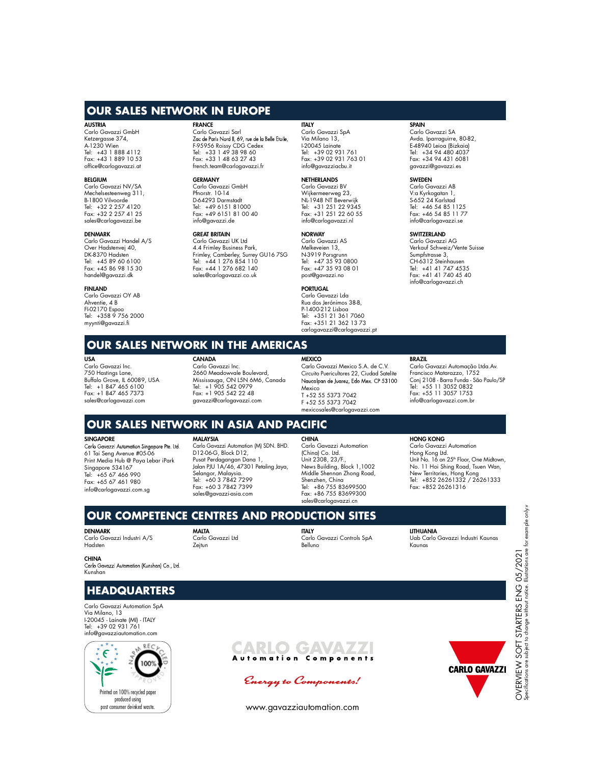## OUR SALES NETWORK IN EUROPE

**AUSTRIA**
Carlo Gavazzi GmbH
Ketzergasse 374,
A-1230 Wien
Tel: +43 1 888 4112
Fax: +43 1 889 10 53
office@carlogavazzi.at

**BELGIUM**
Carlo Gavazzi NV/SA
Mechelsesteenweg 311,
B-1800 Vilvoorde
Tel: +32 2 257 4120
Fax: +32 2 257 41 25
sales@carlogavazzi.be

**DENMARK**
Carlo Gavazzi Handel A/S
Over Hadstenvej 40,
DK-8370 Hadsten
Tel: +45 89 60 6100
Fax: +45 86 98 15 30
handel@gavazzi.dk

**FINLAND**
Carlo Gavazzi OY AB
Ahventie, 4 B
FI-02170 Espoo
Tel: +358 9 756 2000
myynti@gavazzi.fi

**FRANCE**
Carlo Gavazzi Sarl
Zac de Paris Nord II, 69, rue de la Belle Etoile,
F-95956 Roissy CDG Cedex
Tel: +33 1 49 38 98 60
Fax: +33 1 48 63 27 43
french.team@carlogavazzi.fr

**GERMANY**
Carlo Gavazzi GmbH
Pfnorstr. 10-14
D-64293 Darmstadt
Tel: +49 6151 81000
Fax: +49 6151 81 00 40
info@gavazzi.de

**GREAT BRITAIN**
Carlo Gavazzi UK Ltd
4.4 Frimley Business Park,
Frimley, Camberley, Surrey GU16 7SG
Tel: +44 1 276 854 110
Fax: +44 1 276 682 140
sales@carlogavazzi.co.uk

**ITALY**
Carlo Gavazzi SpA
Via Milano 13,
I-20045 Lainate
Tel: +39 02 931 761
Fax: +39 02 931 763 01
info@gavazziacbu.it

**NETHERLANDS**
Carlo Gavazzi BV
Wijkermeerweg 23,
NL-1948 NT Beverwijk
Tel: +31 251 22 9345
Fax: +31 251 22 60 55
info@carlogavazzi.nl

**NORWAY**
Carlo Gavazzi AS
Melkeveien 13,
N-3919 Porsgrunn
Tel: +47 35 93 0800
Fax: +47 35 93 08 01
post@gavazzi.no

**PORTUGAL**
Carlo Gavazzi Lda
Rua dos Jerónimos 38-B,
P-1400-212 Lisboa
Tel: +351 21 361 7060
Fax: +351 21 362 13 73
carlogavazzi@carlogavazzi.pt

**SPAIN**
Carlo Gavazzi SA
Avda. Iparraguirre, 80-82,
E-48940 Leioa (Bizkaia)
Tel: +34 94 480 4037
Fax: +34 94 431 6081
gavazzi@gavazzi.es

**SWEDEN**
Carlo Gavazzi AB
V:a Kyrkogatan 1,
S-652 24 Karlstad
Tel: +46 54 85 1125
Fax: +46 54 85 11 77
info@carlogavazzi.se

**SWITZERLAND**
Carlo Gavazzi AG
Verkauf Schweiz/Vente Suisse
Sumpfstrasse 3,
CH-6312 Steinhausen
Tel: +41 41 747 4535
Fax: +41 41 740 45 40
info@carlogavazzi.ch

## OUR SALES NETWORK IN THE AMERICAS

**USA**
Carlo Gavazzi Inc.
750 Hastings Lane,
Buffalo Grove, IL 60089, USA
Tel: +1 847 465 6100
Fax: +1 847 465 7373
sales@carlogavazzi.com

**CANADA**
Carlo Gavazzi Inc.
2660 Meadowvale Boulevard,
Mississauga, ON L5N 6M6, Canada
Tel: +1 905 542 0979
Fax: +1 905 542 22 48
gavazzi@carlogavazzi.com

**MEXICO**
Carlo Gavazzi Mexico S.A. de C.V.
Circuito Puericultores 22, Ciudad Satelite
Naucalpan de Juarez, Edo Mex. CP 53100
Mexico
T +52 55 5373 7042
F +52 55 5373 7042
mexicosales@carlogavazzi.com

**BRAZIL**
Carlo Gavazzi Automação Ltda.Av.
Francisco Matarazzo, 1752
Conj 2108 - Barra Funda - São Paulo/SP
Tel: +55 11 3052 0832
Fax: +55 11 3057 1753
info@carlogavazzi.com.br

## OUR SALES NETWORK IN ASIA AND PACIFIC

**SINGAPORE**
Carlo Gavazzi Automation Singapore Pte. Ltd.
61 Tai Seng Avenue #05-06
Print Media Hub @ Paya Lebar iPark
Singapore 534167
Tel: +65 67 466 990
Fax: +65 67 461 980
info@carlogavazzi.com.sg

**MALAYSIA**
Carlo Gavazzi Automation (M) SDN. BHD.
D12-06-G, Block D12,
Pusat Perdagangan Dana 1,
Jalan PJU 1A/46, 47301 Petaling Jaya,
Selangor, Malaysia.
Tel: +60 3 7842 7299
Fax: +60 3 7842 7399
sales@gavazzi-asia.com

**CHINA**
Carlo Gavazzi Automation
(China) Co. Ltd.
Unit 2308, 23/F.,
News Building, Block 1,1002
Middle Shennan Zhong Road,
Shenzhen, China
Tel: +86 755 83699500
Fax: +86 755 83699300
sales@carlogavazzi.cn

**HONG KONG**
Carlo Gavazzi Automation
Hong Kong Ltd.
Unit No. 16 on 25th Floor, One Midtown,
No. 11 Hoi Shing Road, Tsuen Wan,
New Territories, Hong Kong
Tel: +852 26261332 / 26261333
Fax: +852 26261316

## OUR COMPETENCE CENTRES AND PRODUCTION SITES

**DENMARK**
Carlo Gavazzi Industri A/S
Hadsten

**MALTA**
Carlo Gavazzi Ltd
Zejtun

**ITALY**
Carlo Gavazzi Controls SpA
Belluno

**LITHUANIA**
Uab Carlo Gavazzi Industri Kaunas
Kaunas

**CHINA**
Carlo Gavazzi Automation (Kunshan) Co., Ltd.
Kunshan

## HEADQUARTERS

Carlo Gavazzi Automation SpA
Via Milano, 13
I-20045 - Lainate (MI) - ITALY
Tel: +39 02 931 761
info@gavazziautomation.com

Printed on 100% recycled paper produced using post consumer de-inked waste.

CARLO GAVAZZI
Automation Components

*Energy to Components!*

www.gavazziautomation.com

CARLO GAVAZZI

OVERVIEW SOFT STARTERS ENG 05/2021
Specifications are subject to change without notice. Illustrations are for example only.v